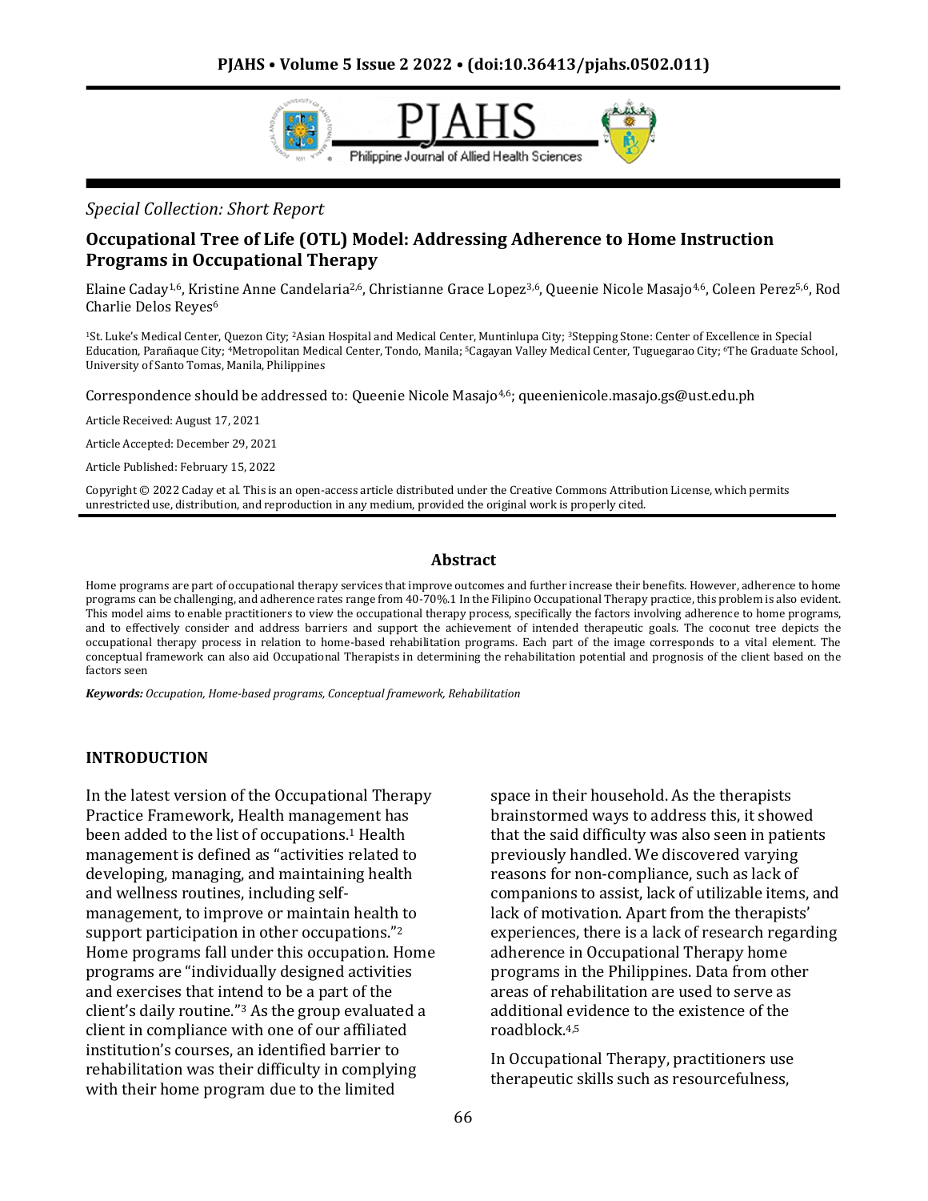*Special Collection: Short Report*

# Occupational Tree of Life (OTL) Model: Addressing Adherence to Home Instruction Programs in Occupational Therapy

Elaine Caday[1,6], Kristine Anne Candelaria[2,6], Christianne Grace Lopez[3,6], Queenie Nicole Masajo[4,6], Coleen Perez[5,6], Rod Charlie Delos Reyes[6]

[1]St. Luke's Medical Center, Quezon City; [2]Asian Hospital and Medical Center, Muntinlupa City; [3]Stepping Stone: Center of Excellence in Special Education, Parañaque City; [4]Metropolitan Medical Center, Tondo, Manila; [5]Cagayan Valley Medical Center, Tuguegarao City; [6]The Graduate School, University of Santo Tomas, Manila, Philippines

Correspondence should be addressed to: Queenie Nicole Masajo[4,6]; queenienicole.masajo.gs@ust.edu.ph

Article Received: August 17, 2021

Article Accepted: December 29, 2021

Article Published: February 15, 2022

Copyright © 2022 Caday et al. This is an open-access article distributed under the Creative Commons Attribution License, which permits unrestricted use, distribution, and reproduction in any medium, provided the original work is properly cited.

## Abstract

Home programs are part of occupational therapy services that improve outcomes and further increase their benefits. However, adherence to home programs can be challenging, and adherence rates range from 40-70%.1 In the Filipino Occupational Therapy practice, this problem is also evident. This model aims to enable practitioners to view the occupational therapy process, specifically the factors involving adherence to home programs, and to effectively consider and address barriers and support the achievement of intended therapeutic goals. The coconut tree depicts the occupational therapy process in relation to home-based rehabilitation programs. Each part of the image corresponds to a vital element. The conceptual framework can also aid Occupational Therapists in determining the rehabilitation potential and prognosis of the client based on the factors seen

***Keywords:*** *Occupation, Home-based programs, Conceptual framework, Rehabilitation*

## INTRODUCTION

In the latest version of the Occupational Therapy Practice Framework, Health management has been added to the list of occupations.[1] Health management is defined as "activities related to developing, managing, and maintaining health and wellness routines, including self-management, to improve or maintain health to support participation in other occupations."[2] Home programs fall under this occupation. Home programs are "individually designed activities and exercises that intend to be a part of the client's daily routine."[3] As the group evaluated a client in compliance with one of our affiliated institution's courses, an identified barrier to rehabilitation was their difficulty in complying with their home program due to the limited space in their household. As the therapists brainstormed ways to address this, it showed that the said difficulty was also seen in patients previously handled. We discovered varying reasons for non-compliance, such as lack of companions to assist, lack of utilizable items, and lack of motivation. Apart from the therapists' experiences, there is a lack of research regarding adherence in Occupational Therapy home programs in the Philippines. Data from other areas of rehabilitation are used to serve as additional evidence to the existence of the roadblock.[4,5]

In Occupational Therapy, practitioners use therapeutic skills such as resourcefulness,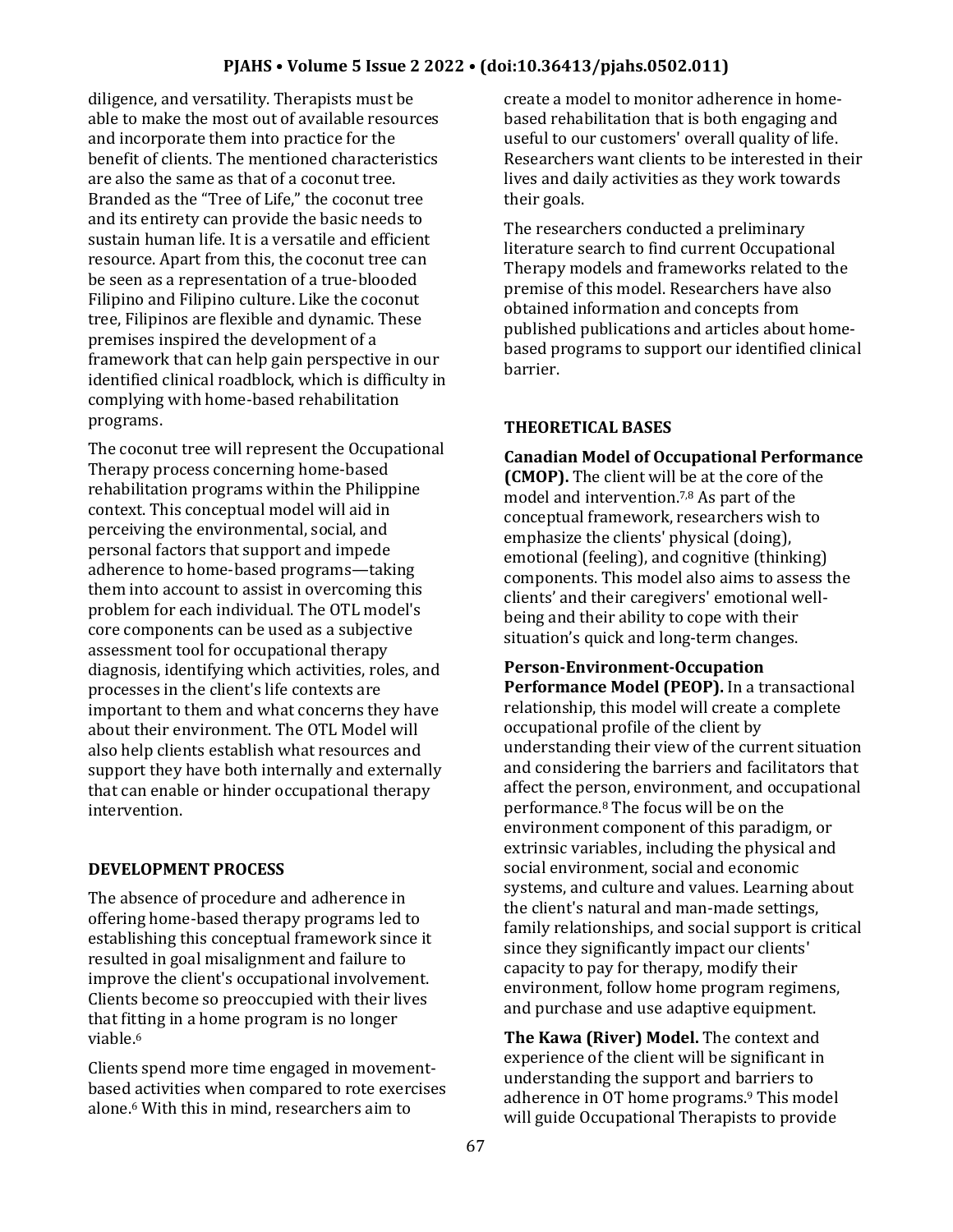diligence, and versatility. Therapists must be able to make the most out of available resources and incorporate them into practice for the benefit of clients. The mentioned characteristics are also the same as that of a coconut tree. Branded as the "Tree of Life," the coconut tree and its entirety can provide the basic needs to sustain human life. It is a versatile and efficient resource. Apart from this, the coconut tree can be seen as a representation of a true-blooded Filipino and Filipino culture. Like the coconut tree, Filipinos are flexible and dynamic. These premises inspired the development of a framework that can help gain perspective in our identified clinical roadblock, which is difficulty in complying with home-based rehabilitation programs.

The coconut tree will represent the Occupational Therapy process concerning home-based rehabilitation programs within the Philippine context. This conceptual model will aid in perceiving the environmental, social, and personal factors that support and impede adherence to home-based programs—taking them into account to assist in overcoming this problem for each individual. The OTL model's core components can be used as a subjective assessment tool for occupational therapy diagnosis, identifying which activities, roles, and processes in the client's life contexts are important to them and what concerns they have about their environment. The OTL Model will also help clients establish what resources and support they have both internally and externally that can enable or hinder occupational therapy intervention.

## DEVELOPMENT PROCESS

The absence of procedure and adherence in offering home-based therapy programs led to establishing this conceptual framework since it resulted in goal misalignment and failure to improve the client's occupational involvement. Clients become so preoccupied with their lives that fitting in a home program is no longer viable.[6]

Clients spend more time engaged in movement-based activities when compared to rote exercises alone.[6] With this in mind, researchers aim to create a model to monitor adherence in home-based rehabilitation that is both engaging and useful to our customers' overall quality of life. Researchers want clients to be interested in their lives and daily activities as they work towards their goals.

The researchers conducted a preliminary literature search to find current Occupational Therapy models and frameworks related to the premise of this model. Researchers have also obtained information and concepts from published publications and articles about home-based programs to support our identified clinical barrier.

## THEORETICAL BASES

**Canadian Model of Occupational Performance (CMOP).** The client will be at the core of the model and intervention.[7,8] As part of the conceptual framework, researchers wish to emphasize the clients' physical (doing), emotional (feeling), and cognitive (thinking) components. This model also aims to assess the clients' and their caregivers' emotional well-being and their ability to cope with their situation's quick and long-term changes.

**Person-Environment-Occupation Performance Model (PEOP).** In a transactional relationship, this model will create a complete occupational profile of the client by understanding their view of the current situation and considering the barriers and facilitators that affect the person, environment, and occupational performance.[8] The focus will be on the environment component of this paradigm, or extrinsic variables, including the physical and social environment, social and economic systems, and culture and values. Learning about the client's natural and man-made settings, family relationships, and social support is critical since they significantly impact our clients' capacity to pay for therapy, modify their environment, follow home program regimens, and purchase and use adaptive equipment.

**The Kawa (River) Model.** The context and experience of the client will be significant in understanding the support and barriers to adherence in OT home programs.[9] This model will guide Occupational Therapists to provide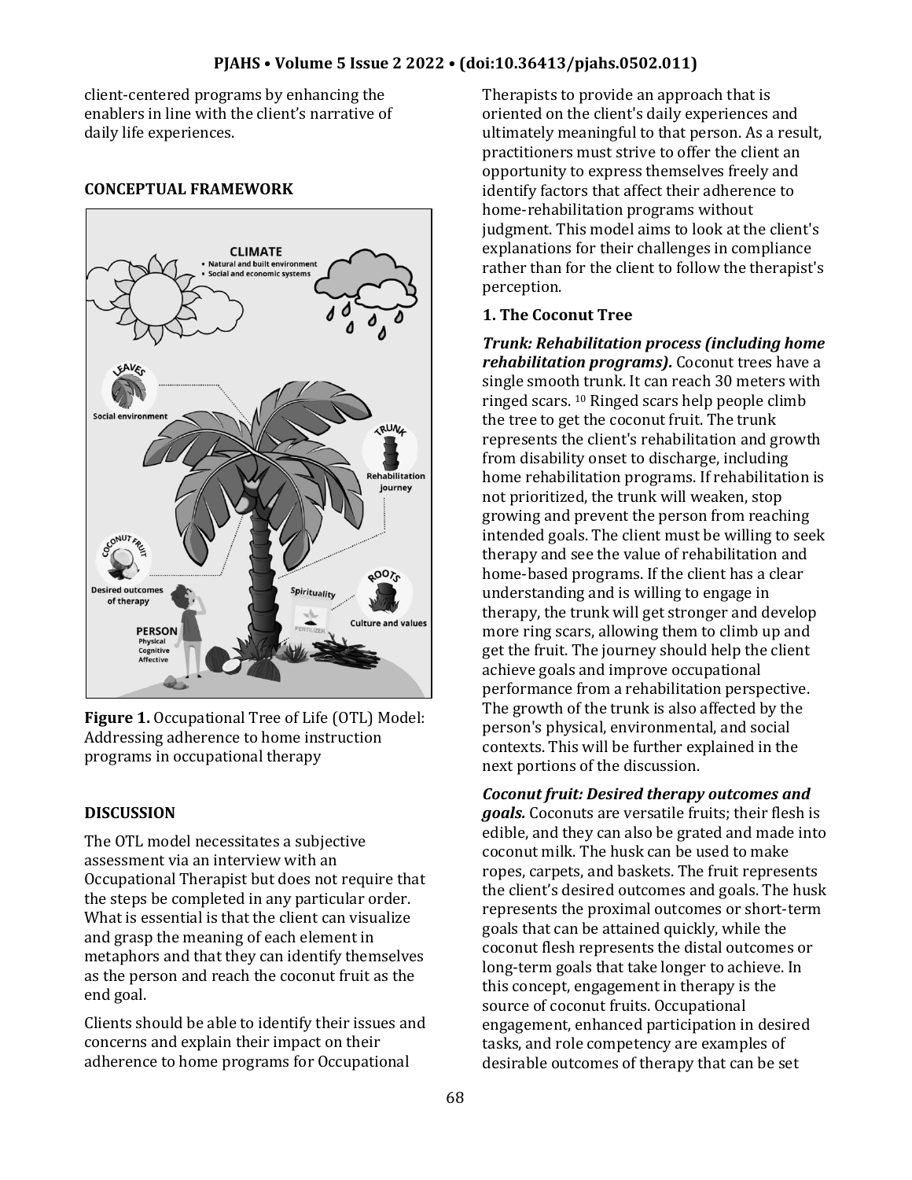client-centered programs by enhancing the enablers in line with the client's narrative of daily life experiences.

## CONCEPTUAL FRAMEWORK

**Figure 1.** Occupational Tree of Life (OTL) Model: Addressing adherence to home instruction programs in occupational therapy

## DISCUSSION

The OTL model necessitates a subjective assessment via an interview with an Occupational Therapist but does not require that the steps be completed in any particular order. What is essential is that the client can visualize and grasp the meaning of each element in metaphors and that they can identify themselves as the person and reach the coconut fruit as the end goal.

Clients should be able to identify their issues and concerns and explain their impact on their adherence to home programs for Occupational Therapists to provide an approach that is oriented on the client's daily experiences and ultimately meaningful to that person. As a result, practitioners must strive to offer the client an opportunity to express themselves freely and identify factors that affect their adherence to home-rehabilitation programs without judgment. This model aims to look at the client's explanations for their challenges in compliance rather than for the client to follow the therapist's perception.

### 1. The Coconut Tree

***Trunk: Rehabilitation process (including home rehabilitation programs).*** Coconut trees have a single smooth trunk. It can reach 30 meters with ringed scars. [10] Ringed scars help people climb the tree to get the coconut fruit. The trunk represents the client's rehabilitation and growth from disability onset to discharge, including home rehabilitation programs. If rehabilitation is not prioritized, the trunk will weaken, stop growing and prevent the person from reaching intended goals. The client must be willing to seek therapy and see the value of rehabilitation and home-based programs. If the client has a clear understanding and is willing to engage in therapy, the trunk will get stronger and develop more ring scars, allowing them to climb up and get the fruit. The journey should help the client achieve goals and improve occupational performance from a rehabilitation perspective. The growth of the trunk is also affected by the person's physical, environmental, and social contexts. This will be further explained in the next portions of the discussion.

***Coconut fruit: Desired therapy outcomes and goals.*** Coconuts are versatile fruits; their flesh is edible, and they can also be grated and made into coconut milk. The husk can be used to make ropes, carpets, and baskets. The fruit represents the client's desired outcomes and goals. The husk represents the proximal outcomes or short-term goals that can be attained quickly, while the coconut flesh represents the distal outcomes or long-term goals that take longer to achieve. In this concept, engagement in therapy is the source of coconut fruits. Occupational engagement, enhanced participation in desired tasks, and role competency are examples of desirable outcomes of therapy that can be set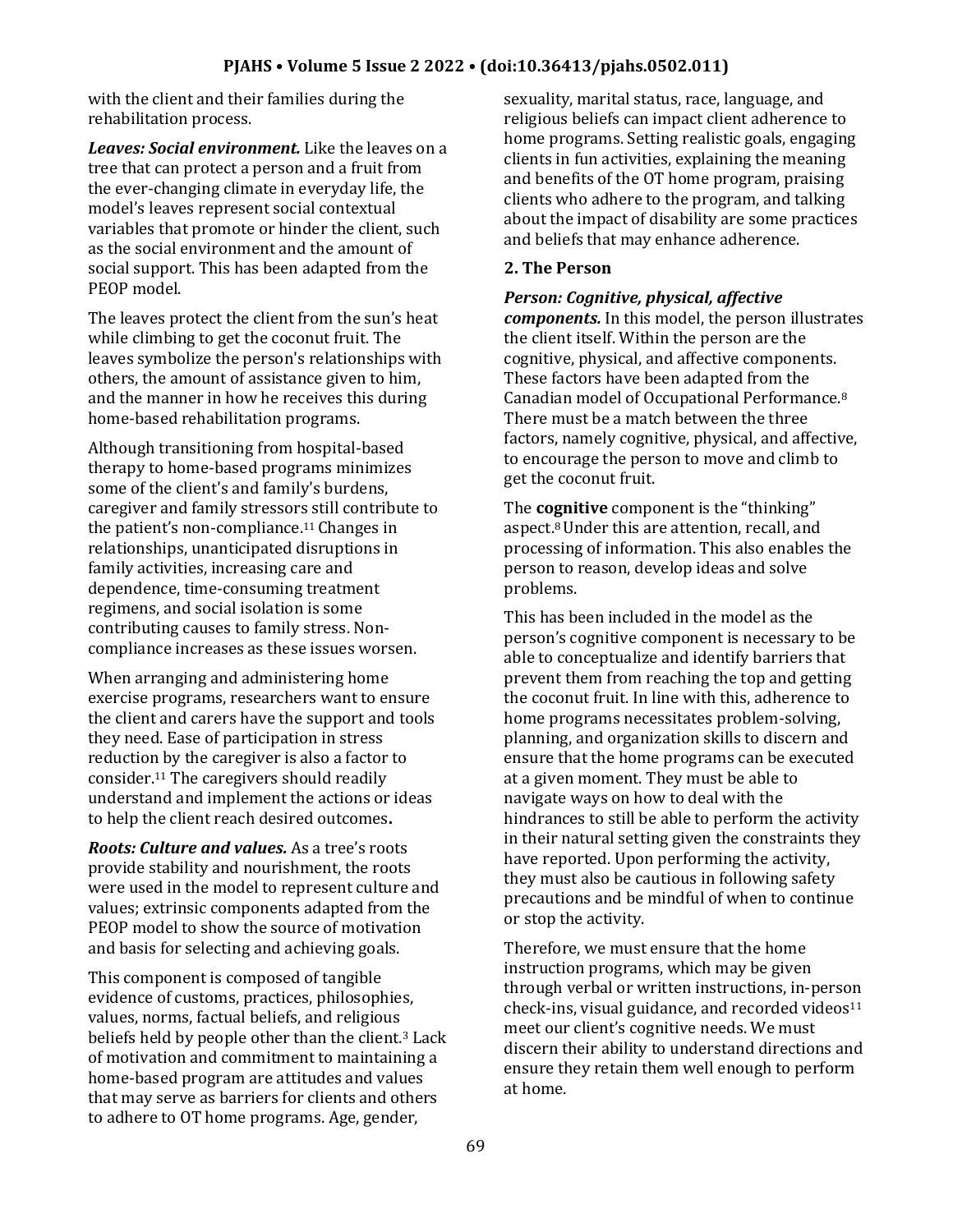with the client and their families during the rehabilitation process.

***Leaves: Social environment.*** Like the leaves on a tree that can protect a person and a fruit from the ever-changing climate in everyday life, the model's leaves represent social contextual variables that promote or hinder the client, such as the social environment and the amount of social support. This has been adapted from the PEOP model.

The leaves protect the client from the sun's heat while climbing to get the coconut fruit. The leaves symbolize the person's relationships with others, the amount of assistance given to him, and the manner in how he receives this during home-based rehabilitation programs.

Although transitioning from hospital-based therapy to home-based programs minimizes some of the client's and family's burdens, caregiver and family stressors still contribute to the patient's non-compliance.[11] Changes in relationships, unanticipated disruptions in family activities, increasing care and dependence, time-consuming treatment regimens, and social isolation is some contributing causes to family stress. Non-compliance increases as these issues worsen.

When arranging and administering home exercise programs, researchers want to ensure the client and carers have the support and tools they need. Ease of participation in stress reduction by the caregiver is also a factor to consider.[11] The caregivers should readily understand and implement the actions or ideas to help the client reach desired outcomes**.**

***Roots: Culture and values.*** As a tree's roots provide stability and nourishment, the roots were used in the model to represent culture and values; extrinsic components adapted from the PEOP model to show the source of motivation and basis for selecting and achieving goals.

This component is composed of tangible evidence of customs, practices, philosophies, values, norms, factual beliefs, and religious beliefs held by people other than the client.[3] Lack of motivation and commitment to maintaining a home-based program are attitudes and values that may serve as barriers for clients and others to adhere to OT home programs. Age, gender, sexuality, marital status, race, language, and religious beliefs can impact client adherence to home programs. Setting realistic goals, engaging clients in fun activities, explaining the meaning and benefits of the OT home program, praising clients who adhere to the program, and talking about the impact of disability are some practices and beliefs that may enhance adherence.

### 2. The Person

***Person: Cognitive, physical, affective components.*** In this model, the person illustrates the client itself. Within the person are the cognitive, physical, and affective components. These factors have been adapted from the Canadian model of Occupational Performance.[8] There must be a match between the three factors, namely cognitive, physical, and affective, to encourage the person to move and climb to get the coconut fruit.

The **cognitive** component is the "thinking" aspect.[8] Under this are attention, recall, and processing of information. This also enables the person to reason, develop ideas and solve problems.

This has been included in the model as the person's cognitive component is necessary to be able to conceptualize and identify barriers that prevent them from reaching the top and getting the coconut fruit. In line with this, adherence to home programs necessitates problem-solving, planning, and organization skills to discern and ensure that the home programs can be executed at a given moment. They must be able to navigate ways on how to deal with the hindrances to still be able to perform the activity in their natural setting given the constraints they have reported. Upon performing the activity, they must also be cautious in following safety precautions and be mindful of when to continue or stop the activity.

Therefore, we must ensure that the home instruction programs, which may be given through verbal or written instructions, in-person check-ins, visual guidance, and recorded videos[11] meet our client's cognitive needs. We must discern their ability to understand directions and ensure they retain them well enough to perform at home.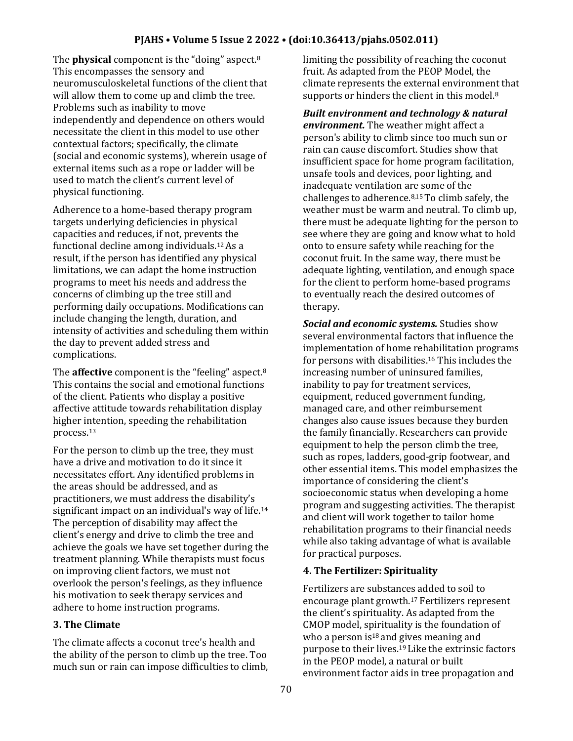The **physical** component is the "doing" aspect.[8] This encompasses the sensory and neuromusculoskeletal functions of the client that will allow them to come up and climb the tree. Problems such as inability to move independently and dependence on others would necessitate the client in this model to use other contextual factors; specifically, the climate (social and economic systems), wherein usage of external items such as a rope or ladder will be used to match the client's current level of physical functioning.

Adherence to a home-based therapy program targets underlying deficiencies in physical capacities and reduces, if not, prevents the functional decline among individuals.[12] As a result, if the person has identified any physical limitations, we can adapt the home instruction programs to meet his needs and address the concerns of climbing up the tree still and performing daily occupations. Modifications can include changing the length, duration, and intensity of activities and scheduling them within the day to prevent added stress and complications.

The **affective** component is the "feeling" aspect.[8] This contains the social and emotional functions of the client. Patients who display a positive affective attitude towards rehabilitation display higher intention, speeding the rehabilitation process.[13]

For the person to climb up the tree, they must have a drive and motivation to do it since it necessitates effort. Any identified problems in the areas should be addressed, and as practitioners, we must address the disability's significant impact on an individual's way of life.[14] The perception of disability may affect the client's energy and drive to climb the tree and achieve the goals we have set together during the treatment planning. While therapists must focus on improving client factors, we must not overlook the person's feelings, as they influence his motivation to seek therapy services and adhere to home instruction programs.

### 3. The Climate

The climate affects a coconut tree's health and the ability of the person to climb up the tree. Too much sun or rain can impose difficulties to climb, limiting the possibility of reaching the coconut fruit. As adapted from the PEOP Model, the climate represents the external environment that supports or hinders the client in this model.[8]

***Built environment and technology & natural environment.*** The weather might affect a person's ability to climb since too much sun or rain can cause discomfort. Studies show that insufficient space for home program facilitation, unsafe tools and devices, poor lighting, and inadequate ventilation are some of the challenges to adherence.[8,15] To climb safely, the weather must be warm and neutral. To climb up, there must be adequate lighting for the person to see where they are going and know what to hold onto to ensure safety while reaching for the coconut fruit. In the same way, there must be adequate lighting, ventilation, and enough space for the client to perform home-based programs to eventually reach the desired outcomes of therapy.

***Social and economic systems.*** Studies show several environmental factors that influence the implementation of home rehabilitation programs for persons with disabilities.[16] This includes the increasing number of uninsured families, inability to pay for treatment services, equipment, reduced government funding, managed care, and other reimbursement changes also cause issues because they burden the family financially. Researchers can provide equipment to help the person climb the tree, such as ropes, ladders, good-grip footwear, and other essential items. This model emphasizes the importance of considering the client's socioeconomic status when developing a home program and suggesting activities. The therapist and client will work together to tailor home rehabilitation programs to their financial needs while also taking advantage of what is available for practical purposes.

### 4. The Fertilizer: Spirituality

Fertilizers are substances added to soil to encourage plant growth.[17] Fertilizers represent the client's spirituality. As adapted from the CMOP model, spirituality is the foundation of who a person is[18] and gives meaning and purpose to their lives.[19] Like the extrinsic factors in the PEOP model, a natural or built environment factor aids in tree propagation and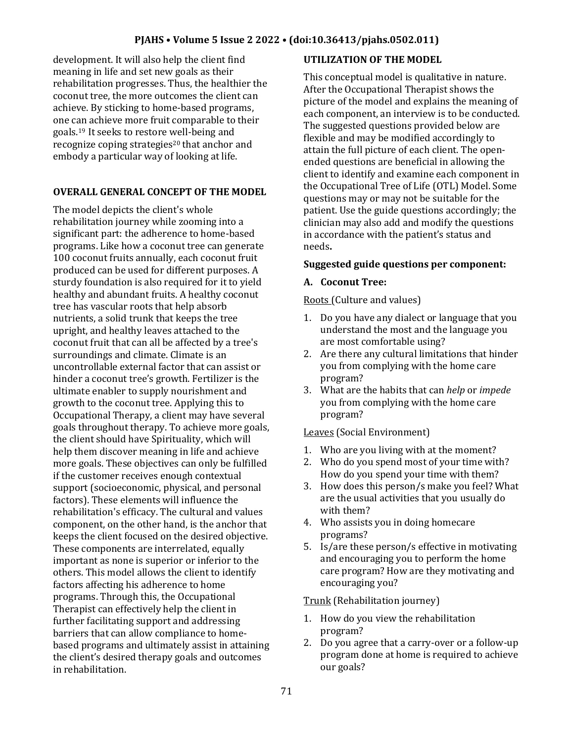development. It will also help the client find meaning in life and set new goals as their rehabilitation progresses. Thus, the healthier the coconut tree, the more outcomes the client can achieve. By sticking to home-based programs, one can achieve more fruit comparable to their goals.[19] It seeks to restore well-being and recognize coping strategies[20] that anchor and embody a particular way of looking at life.

## OVERALL GENERAL CONCEPT OF THE MODEL

The model depicts the client's whole rehabilitation journey while zooming into a significant part: the adherence to home-based programs. Like how a coconut tree can generate 100 coconut fruits annually, each coconut fruit produced can be used for different purposes. A sturdy foundation is also required for it to yield healthy and abundant fruits. A healthy coconut tree has vascular roots that help absorb nutrients, a solid trunk that keeps the tree upright, and healthy leaves attached to the coconut fruit that can all be affected by a tree's surroundings and climate. Climate is an uncontrollable external factor that can assist or hinder a coconut tree's growth. Fertilizer is the ultimate enabler to supply nourishment and growth to the coconut tree. Applying this to Occupational Therapy, a client may have several goals throughout therapy. To achieve more goals, the client should have Spirituality, which will help them discover meaning in life and achieve more goals. These objectives can only be fulfilled if the customer receives enough contextual support (socioeconomic, physical, and personal factors). These elements will influence the rehabilitation's efficacy. The cultural and values component, on the other hand, is the anchor that keeps the client focused on the desired objective. These components are interrelated, equally important as none is superior or inferior to the others. This model allows the client to identify factors affecting his adherence to home programs. Through this, the Occupational Therapist can effectively help the client in further facilitating support and addressing barriers that can allow compliance to home-based programs and ultimately assist in attaining the client's desired therapy goals and outcomes in rehabilitation.

## UTILIZATION OF THE MODEL

This conceptual model is qualitative in nature. After the Occupational Therapist shows the picture of the model and explains the meaning of each component, an interview is to be conducted. The suggested questions provided below are flexible and may be modified accordingly to attain the full picture of each client. The open-ended questions are beneficial in allowing the client to identify and examine each component in the Occupational Tree of Life (OTL) Model. Some questions may or may not be suitable for the patient. Use the guide questions accordingly; the clinician may also add and modify the questions in accordance with the patient's status and needs**.**

**Suggested guide questions per component:**

**A. Coconut Tree:**

Roots (Culture and values)

1. Do you have any dialect or language that you understand the most and the language you are most comfortable using?
2. Are there any cultural limitations that hinder you from complying with the home care program?
3. What are the habits that can *help* or *impede* you from complying with the home care program?

Leaves (Social Environment)

1. Who are you living with at the moment?
2. Who do you spend most of your time with? How do you spend your time with them?
3. How does this person/s make you feel? What are the usual activities that you usually do with them?
4. Who assists you in doing homecare programs?
5. Is/are these person/s effective in motivating and encouraging you to perform the home care program? How are they motivating and encouraging you?

Trunk (Rehabilitation journey)

1. How do you view the rehabilitation program?
2. Do you agree that a carry-over or a follow-up program done at home is required to achieve our goals?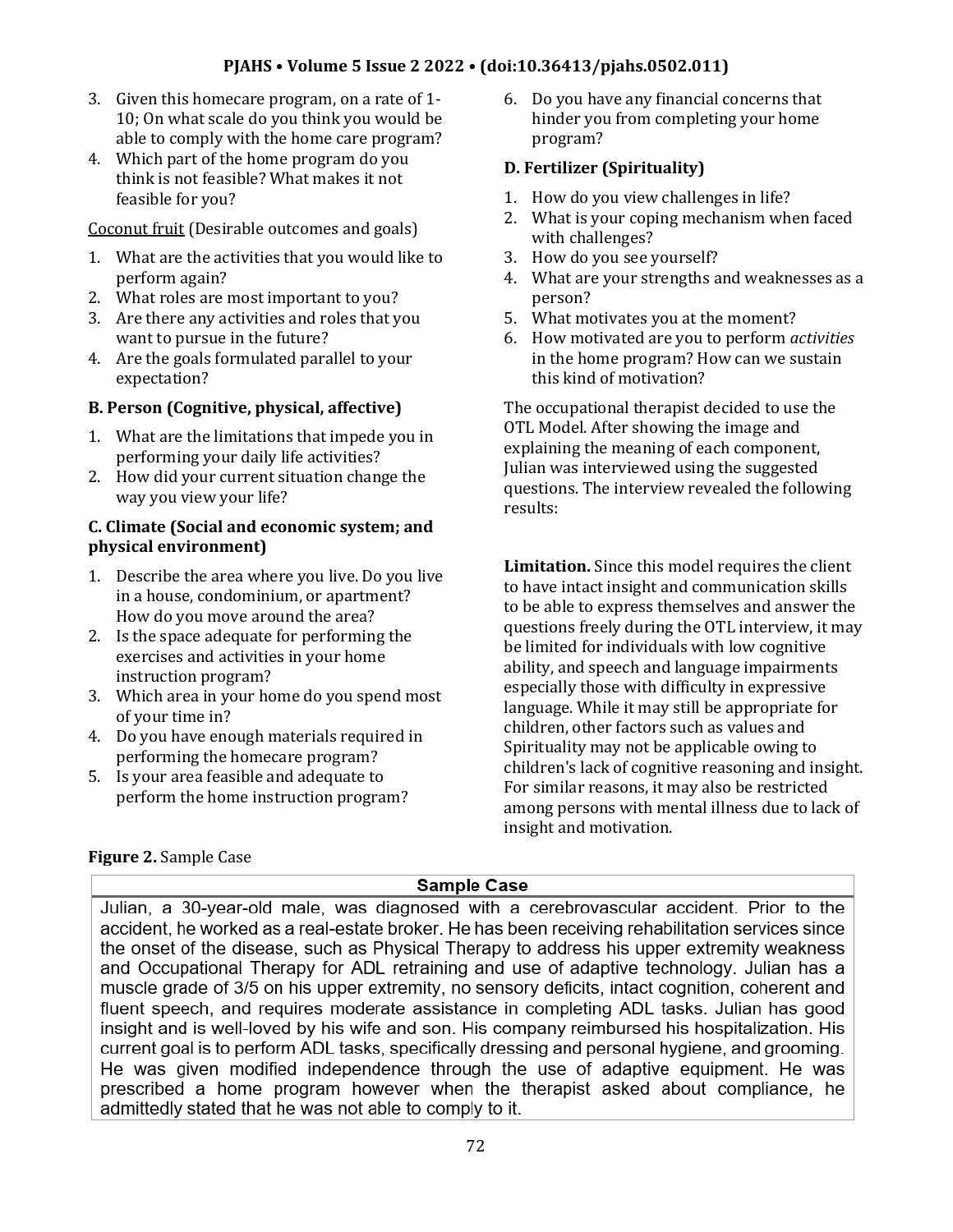3. Given this homecare program, on a rate of 1-10; On what scale do you think you would be able to comply with the home care program?
4. Which part of the home program do you think is not feasible? What makes it not feasible for you?

Coconut fruit (Desirable outcomes and goals)

1. What are the activities that you would like to perform again?
2. What roles are most important to you?
3. Are there any activities and roles that you want to pursue in the future?
4. Are the goals formulated parallel to your expectation?

**B. Person (Cognitive, physical, affective)**

1. What are the limitations that impede you in performing your daily life activities?
2. How did your current situation change the way you view your life?

**C. Climate (Social and economic system; and physical environment)**

1. Describe the area where you live. Do you live in a house, condominium, or apartment? How do you move around the area?
2. Is the space adequate for performing the exercises and activities in your home instruction program?
3. Which area in your home do you spend most of your time in?
4. Do you have enough materials required in performing the homecare program?
5. Is your area feasible and adequate to perform the home instruction program?
6. Do you have any financial concerns that hinder you from completing your home program?

**D. Fertilizer (Spirituality)**

1. How do you view challenges in life?
2. What is your coping mechanism when faced with challenges?
3. How do you see yourself?
4. What are your strengths and weaknesses as a person?
5. What motivates you at the moment?
6. How motivated are you to perform *activities* in the home program? How can we sustain this kind of motivation?

The occupational therapist decided to use the OTL Model. After showing the image and explaining the meaning of each component, Julian was interviewed using the suggested questions. The interview revealed the following results:

**Limitation.** Since this model requires the client to have intact insight and communication skills to be able to express themselves and answer the questions freely during the OTL interview, it may be limited for individuals with low cognitive ability, and speech and language impairments especially those with difficulty in expressive language. While it may still be appropriate for children, other factors such as values and Spirituality may not be applicable owing to children's lack of cognitive reasoning and insight. For similar reasons, it may also be restricted among persons with mental illness due to lack of insight and motivation.

**Figure 2.** Sample Case

| Sample Case |
| --- |
| Julian, a 30-year-old male, was diagnosed with a cerebrovascular accident. Prior to the accident, he worked as a real-estate broker. He has been receiving rehabilitation services since the onset of the disease, such as Physical Therapy to address his upper extremity weakness and Occupational Therapy for ADL retraining and use of adaptive technology. Julian has a muscle grade of 3/5 on his upper extremity, no sensory deficits, intact cognition, coherent and fluent speech, and requires moderate assistance in completing ADL tasks. Julian has good insight and is well-loved by his wife and son. His company reimbursed his hospitalization. His current goal is to perform ADL tasks, specifically dressing and personal hygiene, and grooming. He was given modified independence through the use of adaptive equipment. He was prescribed a home program however when the therapist asked about compliance, he admittedly stated that he was not able to comply to it. |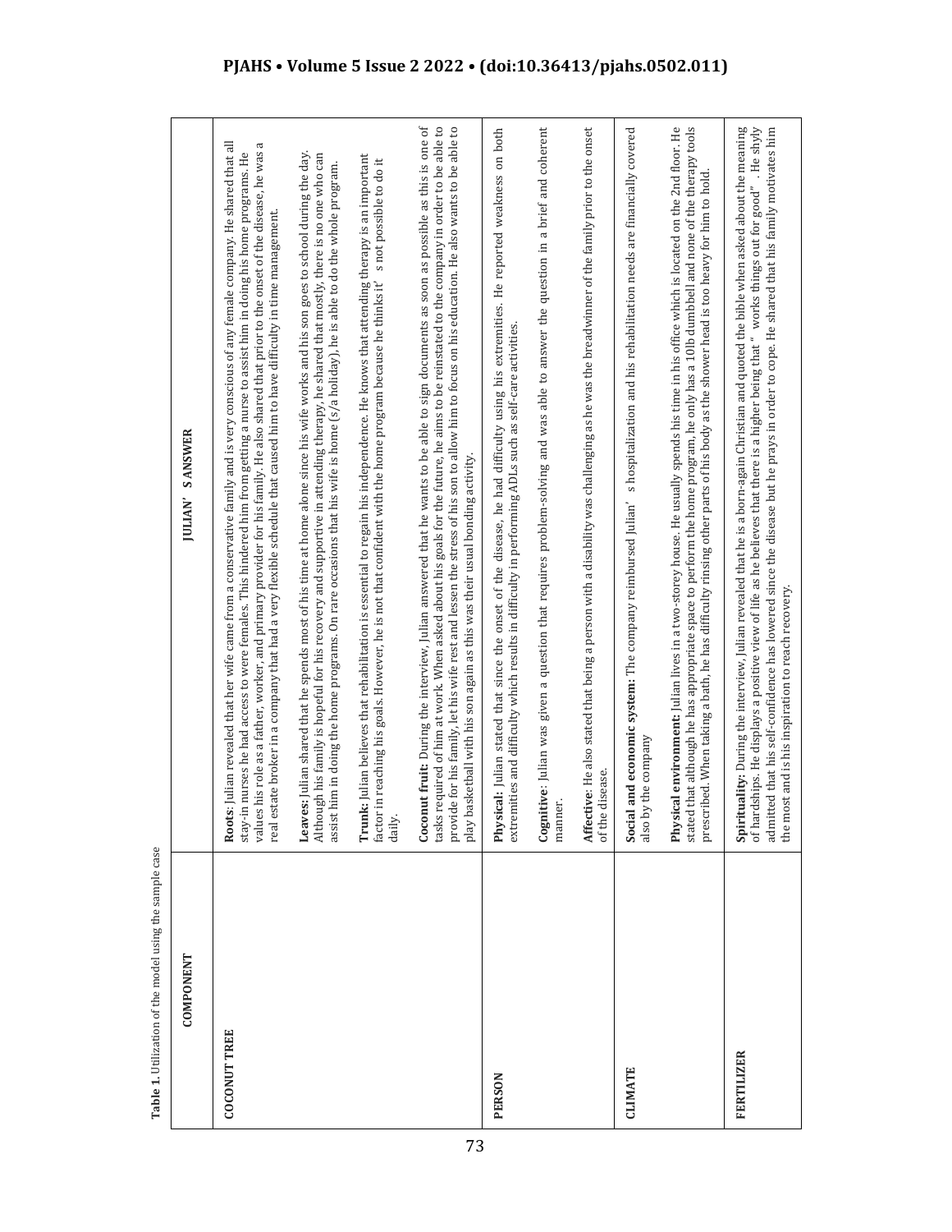**Table 1.** Utilization of the model using the sample case

| COMPONENT | JULIAN' S ANSWER |
|---|---|
| COCONUT TREE | **Roots**: Julian revealed that her wife came from a conservative family and is very conscious of any female company. He shared that all stay-in nurses he had access to were females. This hindered him from getting a nurse to assist him in doing his home programs. He values his role as a father, worker, and primary provider for his family. He also shared that prior to the onset of the disease, he was a real estate broker in a company that had a very flexible schedule that caused him to have difficulty in time management. |
| | **Leaves:** Julian shared that he spends most of his time at home alone since his wife works and his son goes to school during the day. Although his family is hopeful for his recovery and supportive in attending therapy, he shared that mostly, there is no one who can assist him in doing the home programs. On rare occasions that his wife is home (s/a holiday), he is able to do the whole program. |
| | **Trunk**: Julian believes that rehabilitation is essential to regain his independence. He knows that attending therapy is an important factor in reaching his goals. However, he is not that confident with the home program because he thinks it' s not possible to do it daily. |
| | **Coconut fruit**: During the interview, Julian answered that he wants to be able to sign documents as soon as possible as this is one of tasks required of him at work. When asked about his goals for the future, he aims to be reinstated to the company in order to be able to provide for his family, let his wife rest and lessen the stress of his son to allow him to focus on his education. He also wants to be able to play basketball with his son again as this was their usual bonding activity. |
| PERSON | **Physical**: Julian stated that since the onset of the disease, he had difficulty using his extremities. He reported weakness on both extremities and difficulty which results in difficulty in performing ADLs such as self-care activities. |
| | **Cognitive**: Julian was given a question that requires problem-solving and was able to answer the question in a brief and coherent manner. |
| | **Affective**: He also stated that being a person with a disability was challenging as he was the breadwinner of the family prior to the onset of the disease. |
| CLIMATE | **Social and economic system**: The company reimbursed Julian' s hospitalization and his rehabilitation needs are financially covered also by the company |
| | **Physical environment**: Julian lives in a two-storey house. He usually spends his time in his office which is located on the 2nd floor. He stated that although he has appropriate space to perform the home program, he only has a 10lb dumbbell and none of the therapy tools prescribed. When taking a bath, he has difficulty rinsing other parts of his body as the shower head is too heavy for him to hold. |
| FERTILIZER | **Spirituality**: During the interview, Julian revealed that he is a born-again Christian and quoted the bible when asked about the meaning of hardships. He displays a positive view of life as he believes that there is a higher being that " works things out for good" . He shyly admitted that his self-confidence has lowered since the disease but he prays in order to cope. He shared that his family motivates him the most and is his inspiration to reach recovery. |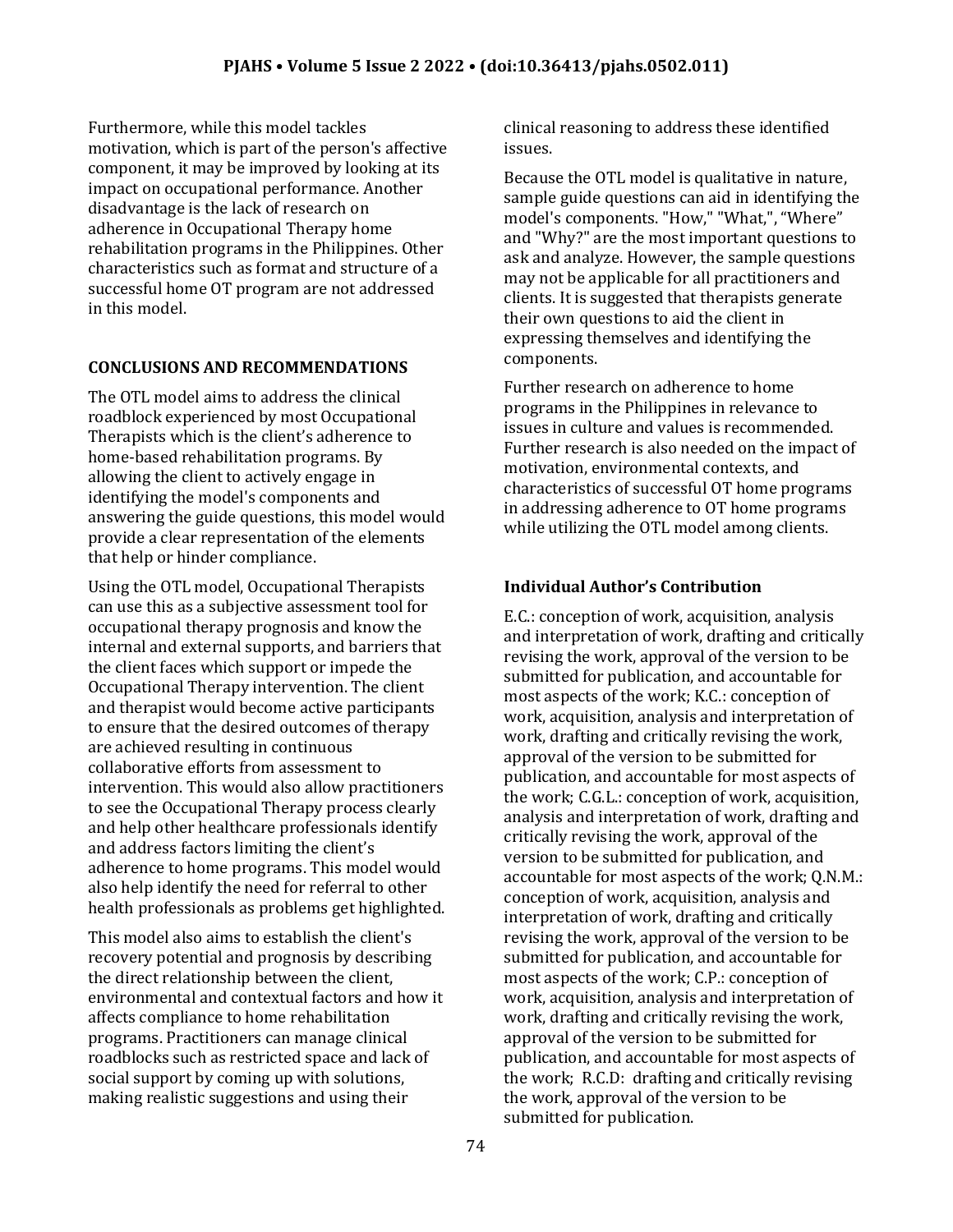Furthermore, while this model tackles motivation, which is part of the person's affective component, it may be improved by looking at its impact on occupational performance. Another disadvantage is the lack of research on adherence in Occupational Therapy home rehabilitation programs in the Philippines. Other characteristics such as format and structure of a successful home OT program are not addressed in this model.

## CONCLUSIONS AND RECOMMENDATIONS

The OTL model aims to address the clinical roadblock experienced by most Occupational Therapists which is the client's adherence to home-based rehabilitation programs. By allowing the client to actively engage in identifying the model's components and answering the guide questions, this model would provide a clear representation of the elements that help or hinder compliance.

Using the OTL model, Occupational Therapists can use this as a subjective assessment tool for occupational therapy prognosis and know the internal and external supports, and barriers that the client faces which support or impede the Occupational Therapy intervention. The client and therapist would become active participants to ensure that the desired outcomes of therapy are achieved resulting in continuous collaborative efforts from assessment to intervention. This would also allow practitioners to see the Occupational Therapy process clearly and help other healthcare professionals identify and address factors limiting the client's adherence to home programs. This model would also help identify the need for referral to other health professionals as problems get highlighted.

This model also aims to establish the client's recovery potential and prognosis by describing the direct relationship between the client, environmental and contextual factors and how it affects compliance to home rehabilitation programs. Practitioners can manage clinical roadblocks such as restricted space and lack of social support by coming up with solutions, making realistic suggestions and using their clinical reasoning to address these identified issues.

Because the OTL model is qualitative in nature, sample guide questions can aid in identifying the model's components. "How," "What,", "Where" and "Why?" are the most important questions to ask and analyze. However, the sample questions may not be applicable for all practitioners and clients. It is suggested that therapists generate their own questions to aid the client in expressing themselves and identifying the components.

Further research on adherence to home programs in the Philippines in relevance to issues in culture and values is recommended. Further research is also needed on the impact of motivation, environmental contexts, and characteristics of successful OT home programs in addressing adherence to OT home programs while utilizing the OTL model among clients.

## Individual Author's Contribution

E.C.: conception of work, acquisition, analysis and interpretation of work, drafting and critically revising the work, approval of the version to be submitted for publication, and accountable for most aspects of the work; K.C.: conception of work, acquisition, analysis and interpretation of work, drafting and critically revising the work, approval of the version to be submitted for publication, and accountable for most aspects of the work; C.G.L.: conception of work, acquisition, analysis and interpretation of work, drafting and critically revising the work, approval of the version to be submitted for publication, and accountable for most aspects of the work; Q.N.M.: conception of work, acquisition, analysis and interpretation of work, drafting and critically revising the work, approval of the version to be submitted for publication, and accountable for most aspects of the work; C.P.: conception of work, acquisition, analysis and interpretation of work, drafting and critically revising the work, approval of the version to be submitted for publication, and accountable for most aspects of the work; R.C.D: drafting and critically revising the work, approval of the version to be submitted for publication.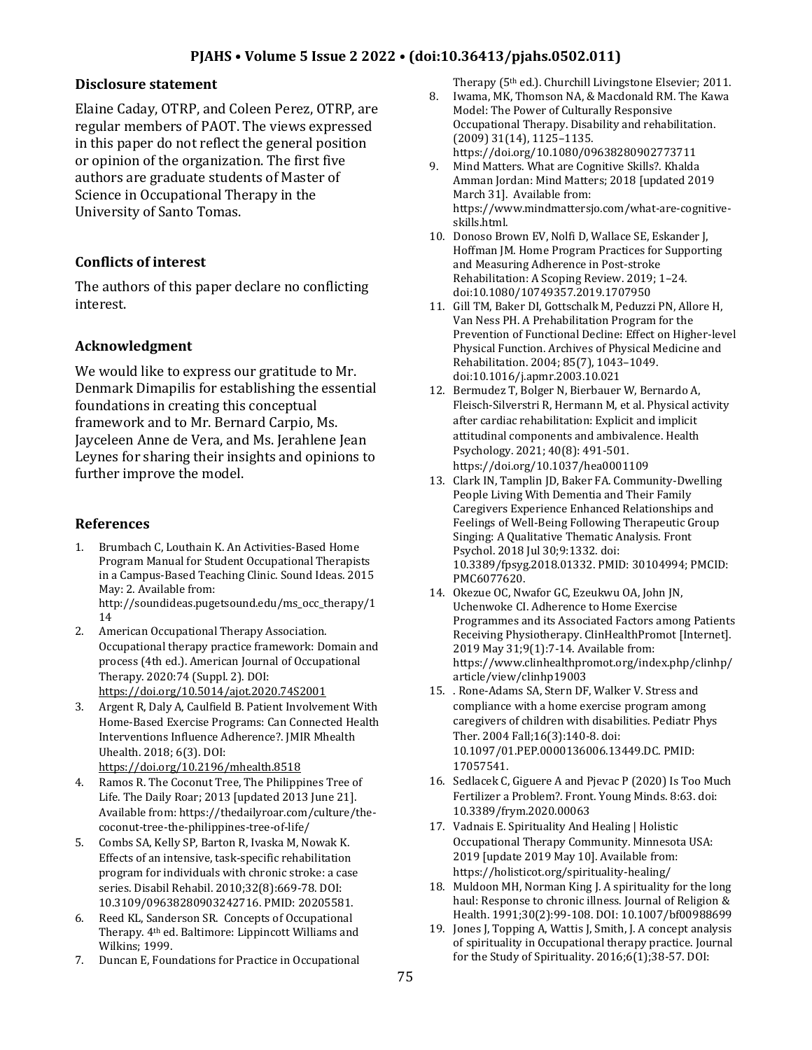## Disclosure statement

Elaine Caday, OTRP, and Coleen Perez, OTRP, are regular members of PAOT. The views expressed in this paper do not reflect the general position or opinion of the organization. The first five authors are graduate students of Master of Science in Occupational Therapy in the University of Santo Tomas.

## Conflicts of interest

The authors of this paper declare no conflicting interest.

## Acknowledgment

We would like to express our gratitude to Mr. Denmark Dimapilis for establishing the essential foundations in creating this conceptual framework and to Mr. Bernard Carpio, Ms. Jayceleen Anne de Vera, and Ms. Jerahlene Jean Leynes for sharing their insights and opinions to further improve the model.

## References

1. Brumbach C, Louthain K. An Activities-Based Home Program Manual for Student Occupational Therapists in a Campus-Based Teaching Clinic. Sound Ideas. 2015 May: 2. Available from: http://soundideas.pugetsound.edu/ms_occ_therapy/114
2. American Occupational Therapy Association. Occupational therapy practice framework: Domain and process (4th ed.). American Journal of Occupational Therapy. 2020:74 (Suppl. 2). DOI: https://doi.org/10.5014/ajot.2020.74S2001
3. Argent R, Daly A, Caulfield B. Patient Involvement With Home-Based Exercise Programs: Can Connected Health Interventions Influence Adherence?. JMIR Mhealth Uhealth. 2018; 6(3). DOI: https://doi.org/10.2196/mhealth.8518
4. Ramos R. The Coconut Tree, The Philippines Tree of Life. The Daily Roar; 2013 [updated 2013 June 21]. Available from: https://thedailyroar.com/culture/the-coconut-tree-the-philippines-tree-of-life/
5. Combs SA, Kelly SP, Barton R, Ivaska M, Nowak K. Effects of an intensive, task-specific rehabilitation program for individuals with chronic stroke: a case series. Disabil Rehabil. 2010;32(8):669-78. DOI: 10.3109/09638280903242716. PMID: 20205581.
6. Reed KL, Sanderson SR. Concepts of Occupational Therapy. 4th ed. Baltimore: Lippincott Williams and Wilkins; 1999.
7. Duncan E, Foundations for Practice in Occupational Therapy (5th ed.). Churchill Livingstone Elsevier; 2011.
8. Iwama, MK, Thomson NA, & Macdonald RM. The Kawa Model: The Power of Culturally Responsive Occupational Therapy. Disability and rehabilitation. (2009) 31(14), 1125–1135. https://doi.org/10.1080/09638280902773711
9. Mind Matters. What are Cognitive Skills?. Khalda Amman Jordan: Mind Matters; 2018 [updated 2019 March 31]. Available from: https://www.mindmattersjo.com/what-are-cognitive-skills.html.
10. Donoso Brown EV, Nolfi D, Wallace SE, Eskander J, Hoffman JM. Home Program Practices for Supporting and Measuring Adherence in Post-stroke Rehabilitation: A Scoping Review. 2019; 1–24. doi:10.1080/10749357.2019.1707950
11. Gill TM, Baker DI, Gottschalk M, Peduzzi PN, Allore H, Van Ness PH. A Prehabilitation Program for the Prevention of Functional Decline: Effect on Higher-level Physical Function. Archives of Physical Medicine and Rehabilitation. 2004; 85(7), 1043–1049. doi:10.1016/j.apmr.2003.10.021
12. Bermudez T, Bolger N, Bierbauer W, Bernardo A, Fleisch-Silverstri R, Hermann M, et al. Physical activity after cardiac rehabilitation: Explicit and implicit attitudinal components and ambivalence. Health Psychology. 2021; 40(8): 491-501. https://doi.org/10.1037/hea0001109
13. Clark IN, Tamplin JD, Baker FA. Community-Dwelling People Living With Dementia and Their Family Caregivers Experience Enhanced Relationships and Feelings of Well-Being Following Therapeutic Group Singing: A Qualitative Thematic Analysis. Front Psychol. 2018 Jul 30;9:1332. doi: 10.3389/fpsyg.2018.01332. PMID: 30104994; PMCID: PMC6077620.
14. Okezue OC, Nwafor GC, Ezeukwu OA, John JN, Uchenwoke CI. Adherence to Home Exercise Programmes and its Associated Factors among Patients Receiving Physiotherapy. ClinHealthPromot [Internet]. 2019 May 31;9(1):7-14. Available from: https://www.clinhealthpromot.org/index.php/clinhp/article/view/clinhp19003
15. . Rone-Adams SA, Stern DF, Walker V. Stress and compliance with a home exercise program among caregivers of children with disabilities. Pediatr Phys Ther. 2004 Fall;16(3):140-8. doi: 10.1097/01.PEP.0000136006.13449.DC. PMID: 17057541.
16. Sedlacek C, Giguere A and Pjevac P (2020) Is Too Much Fertilizer a Problem?. Front. Young Minds. 8:63. doi: 10.3389/frym.2020.00063
17. Vadnais E. Spirituality And Healing | Holistic Occupational Therapy Community. Minnesota USA: 2019 [update 2019 May 10]. Available from: https://holisticot.org/spirituality-healing/
18. Muldoon MH, Norman King J. A spirituality for the long haul: Response to chronic illness. Journal of Religion & Health. 1991;30(2):99-108. DOI: 10.1007/bf00988699
19. Jones J, Topping A, Wattis J, Smith, J. A concept analysis of spirituality in Occupational therapy practice. Journal for the Study of Spirituality. 2016;6(1);38-57. DOI: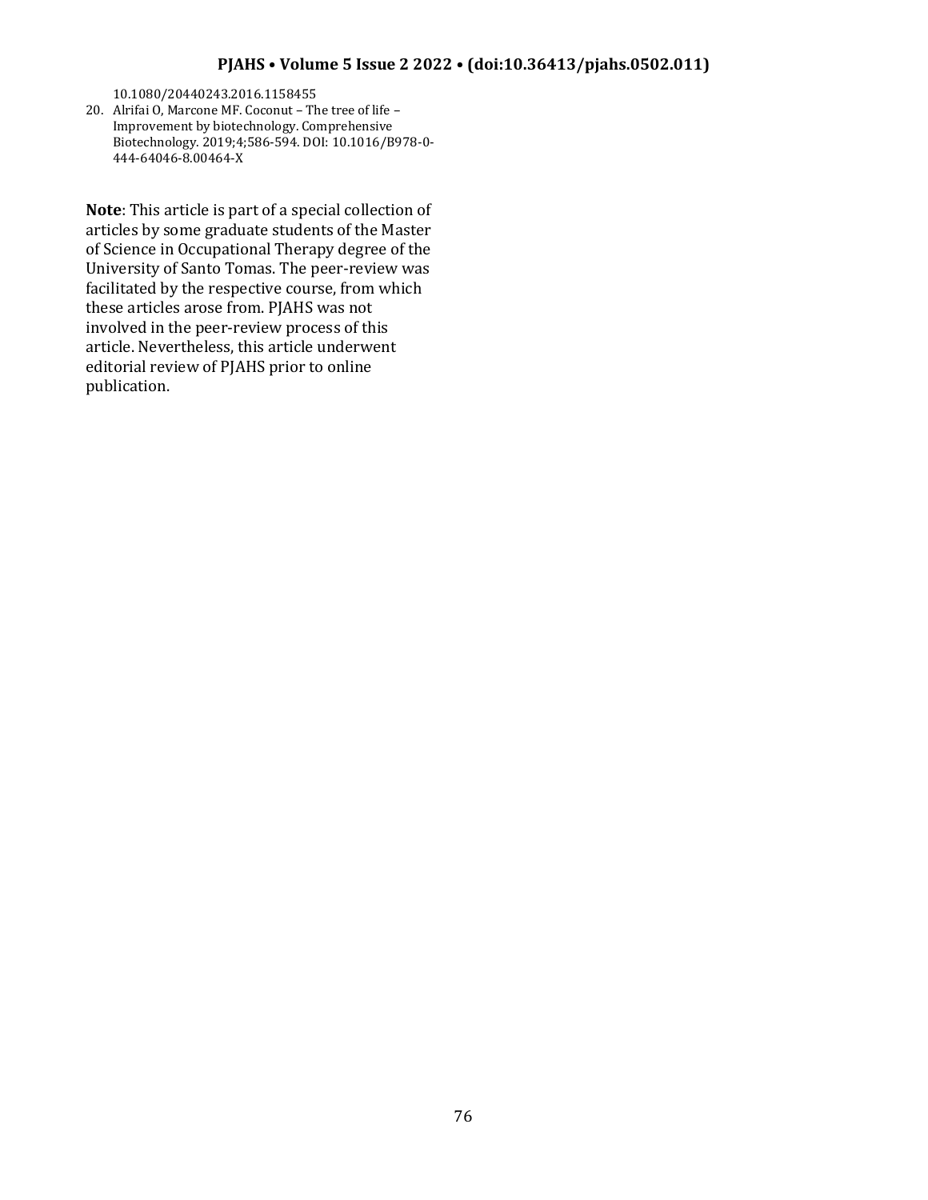10.1080/20440243.2016.1158455

20. Alrifai O, Marcone MF. Coconut – The tree of life – Improvement by biotechnology. Comprehensive Biotechnology. 2019;4;586-594. DOI: 10.1016/B978-0-444-64046-8.00464-X

**Note**: This article is part of a special collection of articles by some graduate students of the Master of Science in Occupational Therapy degree of the University of Santo Tomas. The peer-review was facilitated by the respective course, from which these articles arose from. PJAHS was not involved in the peer-review process of this article. Nevertheless, this article underwent editorial review of PJAHS prior to online publication.